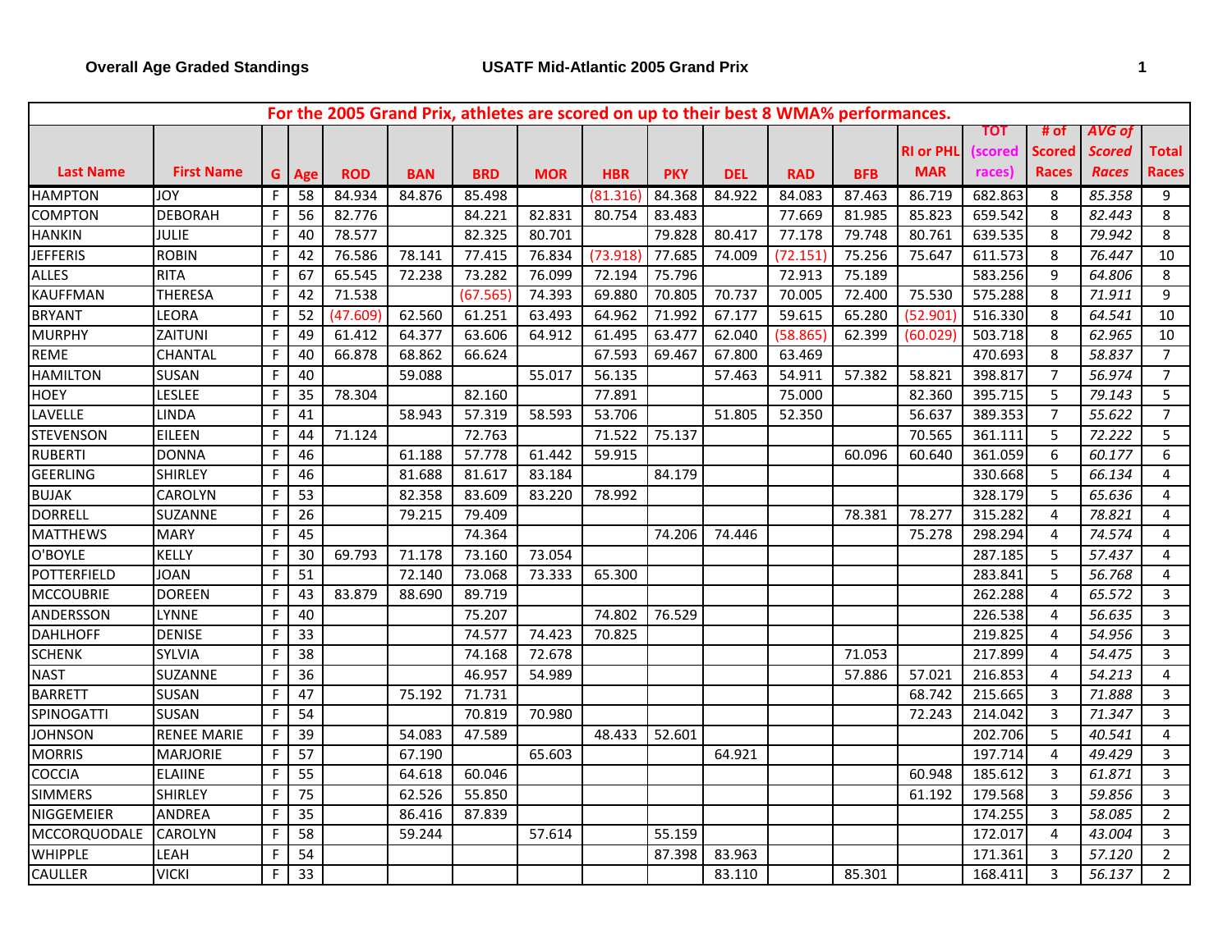**Overall Age Graded Standings** — **USATF Mid-Atlantic 2005 Grand Prix**

For the 2005 Grand Prix, athletes are scored on up to their best 8 WMA% performances.

| Last Name | First Name | G | Age | ROD | BAN | BRD | MOR | HBR | PKY | DEL | RAD | BFB | RI or PHL MAR | TOT (scored races) | # of Scored Races | *AVG of Scored Races* | Total Races |
|---|---|---|---|---|---|---|---|---|---|---|---|---|---|---|---|---|---|
| HAMPTON | JOY | F | 58 | 84.934 | 84.876 | 85.498 | | (81.316) | 84.368 | 84.922 | 84.083 | 87.463 | 86.719 | 682.863 | 8 | *85.358* | 9 |
| COMPTON | DEBORAH | F | 56 | 82.776 | | 84.221 | 82.831 | 80.754 | 83.483 | | 77.669 | 81.985 | 85.823 | 659.542 | 8 | *82.443* | 8 |
| HANKIN | JULIE | F | 40 | 78.577 | | 82.325 | 80.701 | | 79.828 | 80.417 | 77.178 | 79.748 | 80.761 | 639.535 | 8 | *79.942* | 8 |
| JEFFERIS | ROBIN | F | 42 | 76.586 | 78.141 | 77.415 | 76.834 | (73.918) | 77.685 | 74.009 | (72.151) | 75.256 | 75.647 | 611.573 | 8 | *76.447* | 10 |
| ALLES | RITA | F | 67 | 65.545 | 72.238 | 73.282 | 76.099 | 72.194 | 75.796 | | 72.913 | 75.189 | | 583.256 | 9 | *64.806* | 8 |
| KAUFFMAN | THERESA | F | 42 | 71.538 | | (67.565) | 74.393 | 69.880 | 70.805 | 70.737 | 70.005 | 72.400 | 75.530 | 575.288 | 8 | *71.911* | 9 |
| BRYANT | LEORA | F | 52 | (47.609) | 62.560 | 61.251 | 63.493 | 64.962 | 71.992 | 67.177 | 59.615 | 65.280 | (52.901) | 516.330 | 8 | *64.541* | 10 |
| MURPHY | ZAITUNI | F | 49 | 61.412 | 64.377 | 63.606 | 64.912 | 61.495 | 63.477 | 62.040 | (58.865) | 62.399 | (60.029) | 503.718 | 8 | *62.965* | 10 |
| REME | CHANTAL | F | 40 | 66.878 | 68.862 | 66.624 | | 67.593 | 69.467 | 67.800 | 63.469 | | | 470.693 | 8 | *58.837* | 7 |
| HAMILTON | SUSAN | F | 40 | | 59.088 | | 55.017 | 56.135 | | 57.463 | 54.911 | 57.382 | 58.821 | 398.817 | 7 | *56.974* | 7 |
| HOEY | LESLEE | F | 35 | 78.304 | | 82.160 | | 77.891 | | | 75.000 | | 82.360 | 395.715 | 5 | *79.143* | 5 |
| LAVELLE | LINDA | F | 41 | | 58.943 | 57.319 | 58.593 | 53.706 | | 51.805 | 52.350 | | 56.637 | 389.353 | 7 | *55.622* | 7 |
| STEVENSON | EILEEN | F | 44 | 71.124 | | 72.763 | | 71.522 | 75.137 | | | | 70.565 | 361.111 | 5 | *72.222* | 5 |
| RUBERTI | DONNA | F | 46 | | 61.188 | 57.778 | 61.442 | 59.915 | | | | 60.096 | 60.640 | 361.059 | 6 | *60.177* | 6 |
| GEERLING | SHIRLEY | F | 46 | | 81.688 | 81.617 | 83.184 | | 84.179 | | | | | 330.668 | 5 | *66.134* | 4 |
| BUJAK | CAROLYN | F | 53 | | 82.358 | 83.609 | 83.220 | 78.992 | | | | | | 328.179 | 5 | *65.636* | 4 |
| DORRELL | SUZANNE | F | 26 | | 79.215 | 79.409 | | | | | | 78.381 | 78.277 | 315.282 | 4 | *78.821* | 4 |
| MATTHEWS | MARY | F | 45 | | | 74.364 | | | 74.206 | 74.446 | | | 75.278 | 298.294 | 4 | *74.574* | 4 |
| O'BOYLE | KELLY | F | 30 | 69.793 | 71.178 | 73.160 | 73.054 | | | | | | | 287.185 | 5 | *57.437* | 4 |
| POTTERFIELD | JOAN | F | 51 | | 72.140 | 73.068 | 73.333 | 65.300 | | | | | | 283.841 | 5 | *56.768* | 4 |
| MCCOUBRIE | DOREEN | F | 43 | 83.879 | 88.690 | 89.719 | | | | | | | | 262.288 | 4 | *65.572* | 3 |
| ANDERSSON | LYNNE | F | 40 | | | 75.207 | | 74.802 | 76.529 | | | | | 226.538 | 4 | *56.635* | 3 |
| DAHLHOFF | DENISE | F | 33 | | | 74.577 | 74.423 | 70.825 | | | | | | 219.825 | 4 | *54.956* | 3 |
| SCHENK | SYLVIA | F | 38 | | | 74.168 | 72.678 | | | | | 71.053 | | 217.899 | 4 | *54.475* | 3 |
| NAST | SUZANNE | F | 36 | | | 46.957 | 54.989 | | | | | 57.886 | 57.021 | 216.853 | 4 | *54.213* | 4 |
| BARRETT | SUSAN | F | 47 | | 75.192 | 71.731 | | | | | | | 68.742 | 215.665 | 3 | *71.888* | 3 |
| SPINOGATTI | SUSAN | F | 54 | | | 70.819 | 70.980 | | | | | | 72.243 | 214.042 | 3 | *71.347* | 3 |
| JOHNSON | RENEE MARIE | F | 39 | | 54.083 | 47.589 | | 48.433 | 52.601 | | | | | 202.706 | 5 | *40.541* | 4 |
| MORRIS | MARJORIE | F | 57 | | 67.190 | | 65.603 | | | 64.921 | | | | 197.714 | 4 | *49.429* | 3 |
| COCCIA | ELAIINE | F | 55 | | 64.618 | 60.046 | | | | | | | 60.948 | 185.612 | 3 | *61.871* | 3 |
| SIMMERS | SHIRLEY | F | 75 | | 62.526 | 55.850 | | | | | | | 61.192 | 179.568 | 3 | *59.856* | 3 |
| NIGGEMEIER | ANDREA | F | 35 | | 86.416 | 87.839 | | | | | | | | 174.255 | 3 | *58.085* | 2 |
| MCCORQUODALE | CAROLYN | F | 58 | | 59.244 | | 57.614 | | 55.159 | | | | | 172.017 | 4 | *43.004* | 3 |
| WHIPPLE | LEAH | F | 54 | | | | | | 87.398 | 83.963 | | | | 171.361 | 3 | *57.120* | 2 |
| CAULLER | VICKI | F | 33 | | | | | | | 83.110 | | 85.301 | | 168.411 | 3 | *56.137* | 2 |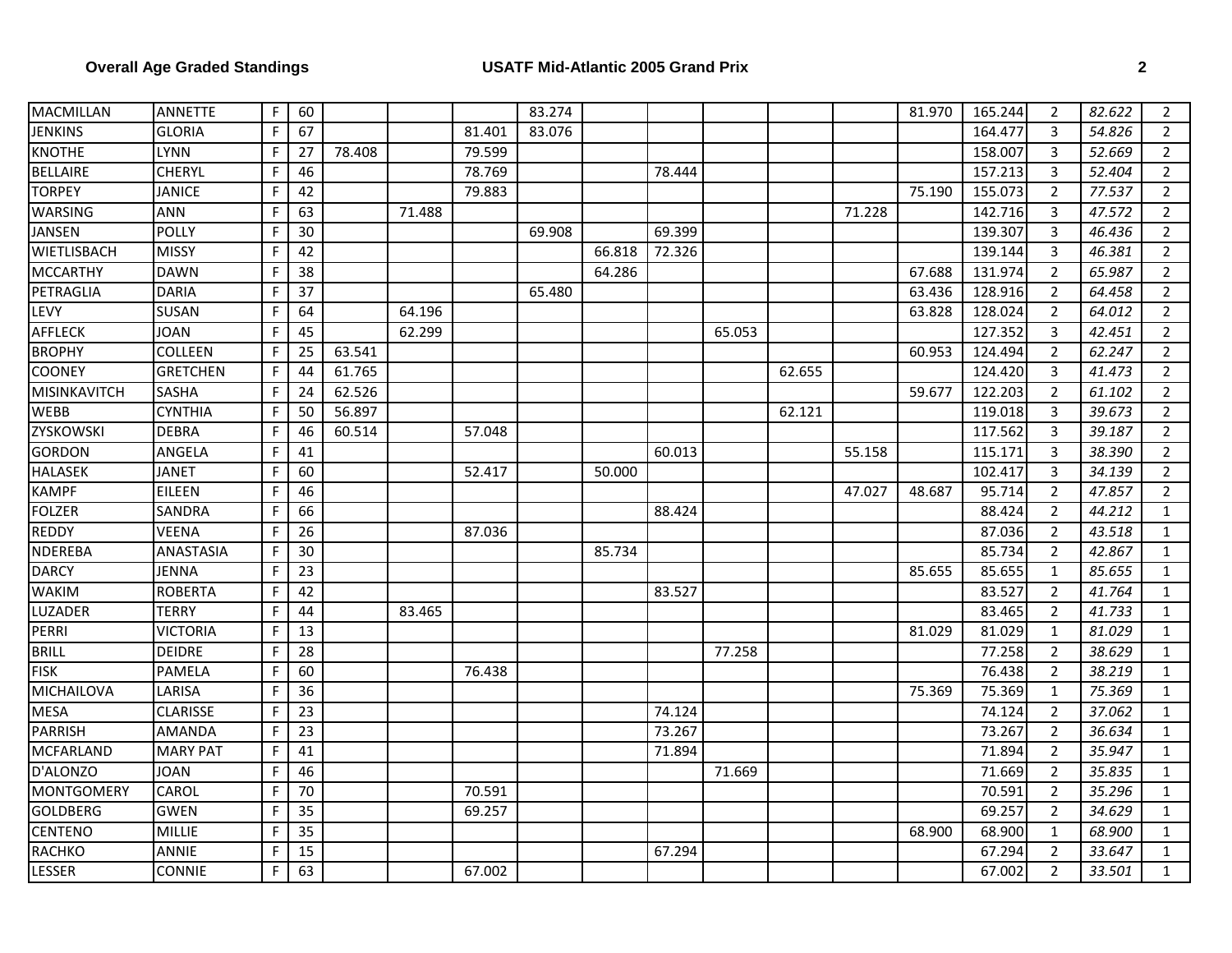| | | | | | | | | | | | | | | | | | |
|---|---|---|---|---|---|---|---|---|---|---|---|---|---|---|---|---|---|
| MACMILLAN | ANNETTE | F | 60 | | | | 83.274 | | | | | | 81.970 | 165.244 | 2 | *82.622* | 2 |
| JENKINS | GLORIA | F | 67 | | | 81.401 | 83.076 | | | | | | | 164.477 | 3 | *54.826* | 2 |
| KNOTHE | LYNN | F | 27 | 78.408 | | 79.599 | | | | | | | | 158.007 | 3 | *52.669* | 2 |
| BELLAIRE | CHERYL | F | 46 | | | 78.769 | | | 78.444 | | | | | 157.213 | 3 | *52.404* | 2 |
| TORPEY | JANICE | F | 42 | | | 79.883 | | | | | | | 75.190 | 155.073 | 2 | *77.537* | 2 |
| WARSING | ANN | F | 63 | | 71.488 | | | | | | | 71.228 | | 142.716 | 3 | *47.572* | 2 |
| JANSEN | POLLY | F | 30 | | | | 69.908 | | 69.399 | | | | | 139.307 | 3 | *46.436* | 2 |
| WIETLISBACH | MISSY | F | 42 | | | | | 66.818 | 72.326 | | | | | 139.144 | 3 | *46.381* | 2 |
| MCCARTHY | DAWN | F | 38 | | | | | 64.286 | | | | | 67.688 | 131.974 | 2 | *65.987* | 2 |
| PETRAGLIA | DARIA | F | 37 | | | | 65.480 | | | | | | 63.436 | 128.916 | 2 | *64.458* | 2 |
| LEVY | SUSAN | F | 64 | | 64.196 | | | | | | | | 63.828 | 128.024 | 2 | *64.012* | 2 |
| AFFLECK | JOAN | F | 45 | | 62.299 | | | | | 65.053 | | | | 127.352 | 3 | *42.451* | 2 |
| BROPHY | COLLEEN | F | 25 | 63.541 | | | | | | | | | 60.953 | 124.494 | 2 | *62.247* | 2 |
| COONEY | GRETCHEN | F | 44 | 61.765 | | | | | | | 62.655 | | | 124.420 | 3 | *41.473* | 2 |
| MISINKAVITCH | SASHA | F | 24 | 62.526 | | | | | | | | | 59.677 | 122.203 | 2 | *61.102* | 2 |
| WEBB | CYNTHIA | F | 50 | 56.897 | | | | | | | 62.121 | | | 119.018 | 3 | *39.673* | 2 |
| ZYSKOWSKI | DEBRA | F | 46 | 60.514 | | 57.048 | | | | | | | | 117.562 | 3 | *39.187* | 2 |
| GORDON | ANGELA | F | 41 | | | | | | 60.013 | | | 55.158 | | 115.171 | 3 | *38.390* | 2 |
| HALASEK | JANET | F | 60 | | | 52.417 | | 50.000 | | | | | | 102.417 | 3 | *34.139* | 2 |
| KAMPF | EILEEN | F | 46 | | | | | | | | | 47.027 | 48.687 | 95.714 | 2 | *47.857* | 2 |
| FOLZER | SANDRA | F | 66 | | | | | | 88.424 | | | | | 88.424 | 2 | *44.212* | 1 |
| REDDY | VEENA | F | 26 | | | 87.036 | | | | | | | | 87.036 | 2 | *43.518* | 1 |
| NDEREBA | ANASTASIA | F | 30 | | | | | 85.734 | | | | | | 85.734 | 2 | *42.867* | 1 |
| DARCY | JENNA | F | 23 | | | | | | | | | | 85.655 | 85.655 | 1 | *85.655* | 1 |
| WAKIM | ROBERTA | F | 42 | | | | | | 83.527 | | | | | 83.527 | 2 | *41.764* | 1 |
| LUZADER | TERRY | F | 44 | | 83.465 | | | | | | | | | 83.465 | 2 | *41.733* | 1 |
| PERRI | VICTORIA | F | 13 | | | | | | | | | | 81.029 | 81.029 | 1 | *81.029* | 1 |
| BRILL | DEIDRE | F | 28 | | | | | | | 77.258 | | | | 77.258 | 2 | *38.629* | 1 |
| FISK | PAMELA | F | 60 | | | 76.438 | | | | | | | | 76.438 | 2 | *38.219* | 1 |
| MICHAILOVA | LARISA | F | 36 | | | | | | | | | | 75.369 | 75.369 | 1 | *75.369* | 1 |
| MESA | CLARISSE | F | 23 | | | | | | 74.124 | | | | | 74.124 | 2 | *37.062* | 1 |
| PARRISH | AMANDA | F | 23 | | | | | | 73.267 | | | | | 73.267 | 2 | *36.634* | 1 |
| MCFARLAND | MARY PAT | F | 41 | | | | | | 71.894 | | | | | 71.894 | 2 | *35.947* | 1 |
| D'ALONZO | JOAN | F | 46 | | | | | | | 71.669 | | | | 71.669 | 2 | *35.835* | 1 |
| MONTGOMERY | CAROL | F | 70 | | | 70.591 | | | | | | | | 70.591 | 2 | *35.296* | 1 |
| GOLDBERG | GWEN | F | 35 | | | 69.257 | | | | | | | | 69.257 | 2 | *34.629* | 1 |
| CENTENO | MILLIE | F | 35 | | | | | | | | | | 68.900 | 68.900 | 1 | *68.900* | 1 |
| RACHKO | ANNIE | F | 15 | | | | | | 67.294 | | | | | 67.294 | 2 | *33.647* | 1 |
| LESSER | CONNIE | F | 63 | | | 67.002 | | | | | | | | 67.002 | 2 | *33.501* | 1 |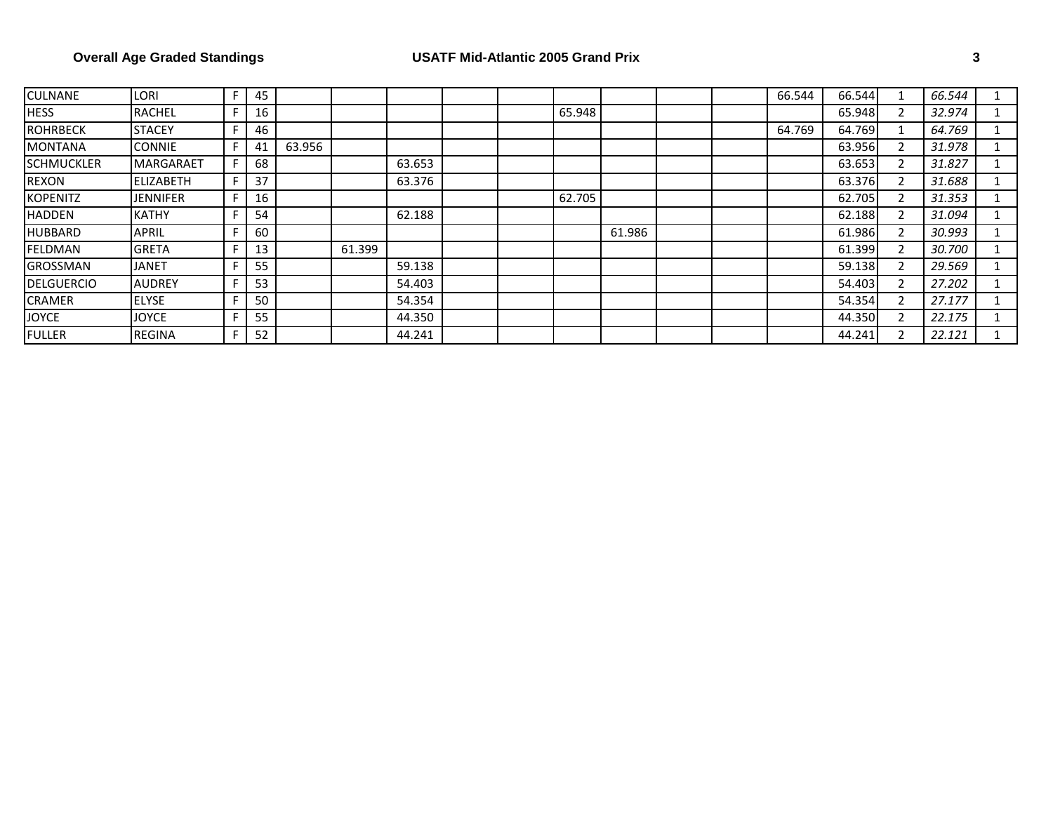| | | | | | | | | | | | | | | | | | |
|---|---|---|---|---|---|---|---|---|---|---|---|---|---|---|---|---|---|
| CULNANE | LORI | F | 45 | | | | | | | | | | 66.544 | 66.544 | 1 | *66.544* | 1 |
| HESS | RACHEL | F | 16 | | | | | | 65.948 | | | | | 65.948 | 2 | *32.974* | 1 |
| ROHRBECK | STACEY | F | 46 | | | | | | | | | | 64.769 | 64.769 | 1 | *64.769* | 1 |
| MONTANA | CONNIE | F | 41 | 63.956 | | | | | | | | | | 63.956 | 2 | *31.978* | 1 |
| SCHMUCKLER | MARGARAET | F | 68 | | | 63.653 | | | | | | | | 63.653 | 2 | *31.827* | 1 |
| REXON | ELIZABETH | F | 37 | | | 63.376 | | | | | | | | 63.376 | 2 | *31.688* | 1 |
| KOPENITZ | JENNIFER | F | 16 | | | | | | 62.705 | | | | | 62.705 | 2 | *31.353* | 1 |
| HADDEN | KATHY | F | 54 | | | 62.188 | | | | | | | | 62.188 | 2 | *31.094* | 1 |
| HUBBARD | APRIL | F | 60 | | | | | | | 61.986 | | | | 61.986 | 2 | *30.993* | 1 |
| FELDMAN | GRETA | F | 13 | | 61.399 | | | | | | | | | 61.399 | 2 | *30.700* | 1 |
| GROSSMAN | JANET | F | 55 | | | 59.138 | | | | | | | | 59.138 | 2 | *29.569* | 1 |
| DELGUERCIO | AUDREY | F | 53 | | | 54.403 | | | | | | | | 54.403 | 2 | *27.202* | 1 |
| CRAMER | ELYSE | F | 50 | | | 54.354 | | | | | | | | 54.354 | 2 | *27.177* | 1 |
| JOYCE | JOYCE | F | 55 | | | 44.350 | | | | | | | | 44.350 | 2 | *22.175* | 1 |
| FULLER | REGINA | F | 52 | | | 44.241 | | | | | | | | 44.241 | 2 | *22.121* | 1 |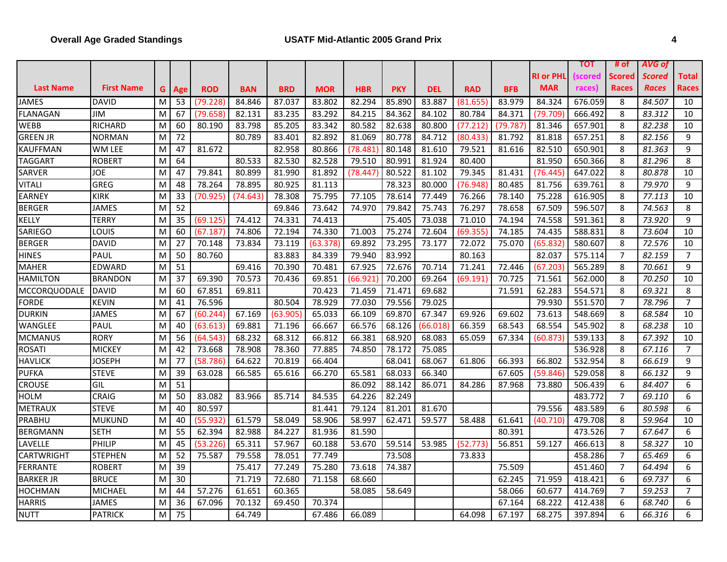**Overall Age Graded Standings** **USATF Mid-Atlantic 2005 Grand Prix**

| Last Name | First Name | G | Age | ROD | BAN | BRD | MOR | HBR | PKY | DEL | RAD | BFB | RI or PHL MAR | TOT (scored races) | # of Scored Races | AVG of Scored Races | Total Races |
|---|---|---|---|---|---|---|---|---|---|---|---|---|---|---|---|---|---|
| JAMES | DAVID | M | 53 | (79.228) | 84.846 | 87.037 | 83.802 | 82.294 | 85.890 | 83.887 | (81.655) | 83.979 | 84.324 | 676.059 | 8 | *84.507* | 10 |
| FLANAGAN | JIM | M | 67 | (79.658) | 82.131 | 83.235 | 83.292 | 84.215 | 84.362 | 84.102 | 80.784 | 84.371 | (79.709) | 666.492 | 8 | *83.312* | 10 |
| WEBB | RICHARD | M | 60 | 80.190 | 83.798 | 85.205 | 83.342 | 80.582 | 82.638 | 80.800 | (77.212) | (79.787) | 81.346 | 657.901 | 8 | *82.238* | 10 |
| GREEN JR | NORMAN | M | 72 | | 80.789 | 83.401 | 82.892 | 81.069 | 80.778 | 84.712 | (80.433) | 81.792 | 81.818 | 657.251 | 8 | *82.156* | 9 |
| KAUFFMAN | WM LEE | M | 47 | 81.672 | | 82.958 | 80.866 | (78.481) | 80.148 | 81.610 | 79.521 | 81.616 | 82.510 | 650.901 | 8 | *81.363* | 9 |
| TAGGART | ROBERT | M | 64 | | 80.533 | 82.530 | 82.528 | 79.510 | 80.991 | 81.924 | 80.400 | | 81.950 | 650.366 | 8 | *81.296* | 8 |
| SARVER | JOE | M | 47 | 79.841 | 80.899 | 81.990 | 81.892 | (78.447) | 80.522 | 81.102 | 79.345 | 81.431 | (76.445) | 647.022 | 8 | *80.878* | 10 |
| VITALI | GREG | M | 48 | 78.264 | 78.895 | 80.925 | 81.113 | | 78.323 | 80.000 | (76.948) | 80.485 | 81.756 | 639.761 | 8 | *79.970* | 9 |
| EARNEY | KIRK | M | 33 | (70.925) | (74.643) | 78.308 | 75.795 | 77.105 | 78.614 | 77.449 | 76.266 | 78.140 | 75.228 | 616.905 | 8 | *77.113* | 10 |
| BERGER | JAMES | M | 52 | | | 69.846 | 73.642 | 74.970 | 79.842 | 75.743 | 76.297 | 78.658 | 67.509 | 596.507 | 8 | *74.563* | 8 |
| KELLY | TERRY | M | 35 | (69.125) | 74.412 | 74.331 | 74.413 | | 75.405 | 73.038 | 71.010 | 74.194 | 74.558 | 591.361 | 8 | *73.920* | 9 |
| SARIEGO | LOUIS | M | 60 | (67.187) | 74.806 | 72.194 | 74.330 | 71.003 | 75.274 | 72.604 | (69.355) | 74.185 | 74.435 | 588.831 | 8 | *73.604* | 10 |
| BERGER | DAVID | M | 27 | 70.148 | 73.834 | 73.119 | (63.378) | 69.892 | 73.295 | 73.177 | 72.072 | 75.070 | (65.832) | 580.607 | 8 | *72.576* | 10 |
| HINES | PAUL | M | 50 | 80.760 | | 83.883 | 84.339 | 79.940 | 83.992 | | 80.163 | | 82.037 | 575.114 | 7 | *82.159* | 7 |
| MAHER | EDWARD | M | 51 | | 69.416 | 70.390 | 70.481 | 67.925 | 72.676 | 70.714 | 71.241 | 72.446 | (67.203) | 565.289 | 8 | *70.661* | 9 |
| HAMILTON | BRANDON | M | 37 | 69.390 | 70.573 | 70.436 | 69.851 | (66.921) | 70.200 | 69.264 | (69.191) | 70.725 | 71.561 | 562.000 | 8 | *70.250* | 10 |
| MCCORQUODALE | DAVID | M | 60 | 67.851 | 69.811 | | 70.423 | 71.459 | 71.471 | 69.682 | | 71.591 | 62.283 | 554.571 | 8 | *69.321* | 8 |
| FORDE | KEVIN | M | 41 | 76.596 | | 80.504 | 78.929 | 77.030 | 79.556 | 79.025 | | | 79.930 | 551.570 | 7 | *78.796* | 7 |
| DURKIN | JAMES | M | 67 | (60.244) | 67.169 | (63.905) | 65.033 | 66.109 | 69.870 | 67.347 | 69.926 | 69.602 | 73.613 | 548.669 | 8 | *68.584* | 10 |
| WANGLEE | PAUL | M | 40 | (63.613) | 69.881 | 71.196 | 66.667 | 66.576 | 68.126 | (66.018) | 66.359 | 68.543 | 68.554 | 545.902 | 8 | *68.238* | 10 |
| MCMANUS | RORY | M | 56 | (64.543) | 68.232 | 68.312 | 66.812 | 66.381 | 68.920 | 68.083 | 65.059 | 67.334 | (60.873) | 539.133 | 8 | *67.392* | 10 |
| ROSATI | MICKEY | M | 42 | 73.668 | 78.908 | 78.360 | 77.885 | 74.850 | 78.172 | 75.085 | | | | 536.928 | 8 | *67.116* | 7 |
| HAVLICK | JOSEPH | M | 77 | (58.786) | 64.622 | 70.819 | 66.404 | | 68.041 | 68.067 | 61.806 | 66.393 | 66.802 | 532.954 | 8 | *66.619* | 9 |
| PUFKA | STEVE | M | 39 | 63.028 | 66.585 | 65.616 | 66.270 | 65.581 | 68.033 | 66.340 | | 67.605 | (59.846) | 529.058 | 8 | *66.132* | 9 |
| CROUSE | GIL | M | 51 | | | | | 86.092 | 88.142 | 86.071 | 84.286 | 87.968 | 73.880 | 506.439 | 6 | *84.407* | 6 |
| HOLM | CRAIG | M | 50 | 83.082 | 83.966 | 85.714 | 84.535 | 64.226 | 82.249 | | | | | 483.772 | 7 | *69.110* | 6 |
| METRAUX | STEVE | M | 40 | 80.597 | | | 81.441 | 79.124 | 81.201 | 81.670 | | | 79.556 | 483.589 | 6 | *80.598* | 6 |
| PRABHU | MUKUND | M | 40 | (55.932) | 61.579 | 58.049 | 58.906 | 58.997 | 62.471 | 59.577 | 58.488 | 61.641 | (40.710) | 479.708 | 8 | *59.964* | 10 |
| BERGMANN | SETH | M | 55 | 62.394 | 82.988 | 84.227 | 81.936 | 81.590 | | | | 80.391 | | 473.526 | 7 | *67.647* | 6 |
| LAVELLE | PHILIP | M | 45 | (53.226) | 65.311 | 57.967 | 60.188 | 53.670 | 59.514 | 53.985 | (52.773) | 56.851 | 59.127 | 466.613 | 8 | *58.327* | 10 |
| CARTWRIGHT | STEPHEN | M | 52 | 75.587 | 79.558 | 78.051 | 77.749 | | 73.508 | | 73.833 | | | 458.286 | 7 | *65.469* | 6 |
| FERRANTE | ROBERT | M | 39 | | 75.417 | 77.249 | 75.280 | 73.618 | 74.387 | | | 75.509 | | 451.460 | 7 | *64.494* | 6 |
| BARKER JR | BRUCE | M | 30 | | 71.719 | 72.680 | 71.158 | 68.660 | | | | 62.245 | 71.959 | 418.421 | 6 | *69.737* | 6 |
| HOCHMAN | MICHAEL | M | 44 | 57.276 | 61.651 | 60.365 | | 58.085 | 58.649 | | | 58.066 | 60.677 | 414.769 | 7 | *59.253* | 7 |
| HARRIS | JAMES | M | 36 | 67.096 | 70.132 | 69.450 | 70.374 | | | | | 67.164 | 68.222 | 412.438 | 6 | *68.740* | 6 |
| NUTT | PATRICK | M | 75 | | 64.749 | | 67.486 | 66.089 | | | 64.098 | 67.197 | 68.275 | 397.894 | 6 | *66.316* | 6 |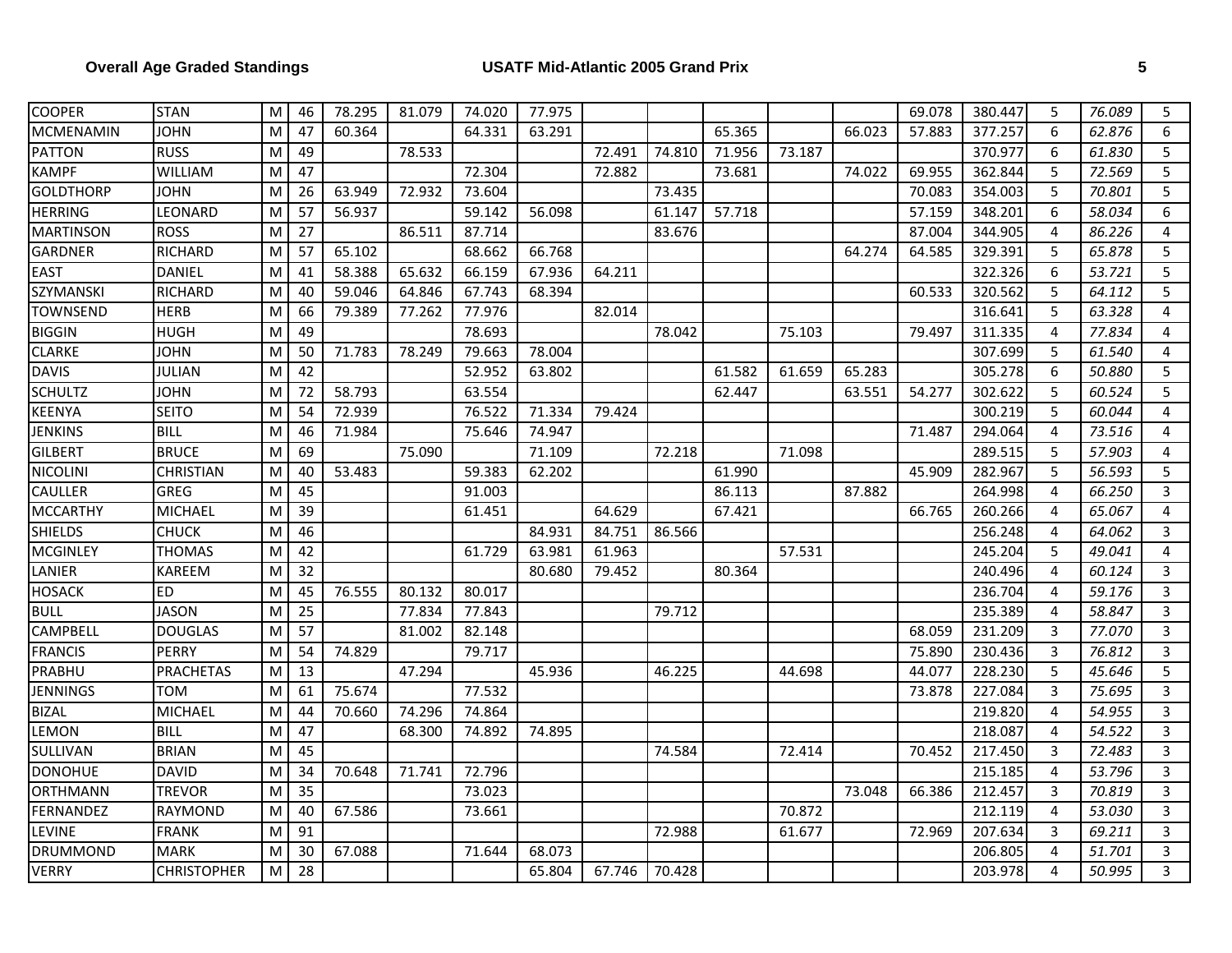|  |  |  |  |  |  |  |  |  |  |  |  |  |  |  |  |  |  |
|---|---|---|---|---|---|---|---|---|---|---|---|---|---|---|---|---|---|
| COOPER | STAN | M | 46 | 78.295 | 81.079 | 74.020 | 77.975 |  |  |  |  |  | 69.078 | 380.447 | 5 | *76.089* | 5 |
| MCMENAMIN | JOHN | M | 47 | 60.364 |  | 64.331 | 63.291 |  |  | 65.365 |  | 66.023 | 57.883 | 377.257 | 6 | *62.876* | 6 |
| PATTON | RUSS | M | 49 |  | 78.533 |  |  | 72.491 | 74.810 | 71.956 | 73.187 |  |  | 370.977 | 6 | *61.830* | 5 |
| KAMPF | WILLIAM | M | 47 |  |  | 72.304 |  | 72.882 |  | 73.681 |  | 74.022 | 69.955 | 362.844 | 5 | *72.569* | 5 |
| GOLDTHORP | JOHN | M | 26 | 63.949 | 72.932 | 73.604 |  |  | 73.435 |  |  |  | 70.083 | 354.003 | 5 | *70.801* | 5 |
| HERRING | LEONARD | M | 57 | 56.937 |  | 59.142 | 56.098 |  | 61.147 | 57.718 |  |  | 57.159 | 348.201 | 6 | *58.034* | 6 |
| MARTINSON | ROSS | M | 27 |  | 86.511 | 87.714 |  |  | 83.676 |  |  |  | 87.004 | 344.905 | 4 | *86.226* | 4 |
| GARDNER | RICHARD | M | 57 | 65.102 |  | 68.662 | 66.768 |  |  |  |  | 64.274 | 64.585 | 329.391 | 5 | *65.878* | 5 |
| EAST | DANIEL | M | 41 | 58.388 | 65.632 | 66.159 | 67.936 | 64.211 |  |  |  |  |  | 322.326 | 6 | *53.721* | 5 |
| SZYMANSKI | RICHARD | M | 40 | 59.046 | 64.846 | 67.743 | 68.394 |  |  |  |  |  | 60.533 | 320.562 | 5 | *64.112* | 5 |
| TOWNSEND | HERB | M | 66 | 79.389 | 77.262 | 77.976 |  | 82.014 |  |  |  |  |  | 316.641 | 5 | *63.328* | 4 |
| BIGGIN | HUGH | M | 49 |  |  | 78.693 |  |  | 78.042 |  | 75.103 |  | 79.497 | 311.335 | 4 | *77.834* | 4 |
| CLARKE | JOHN | M | 50 | 71.783 | 78.249 | 79.663 | 78.004 |  |  |  |  |  |  | 307.699 | 5 | *61.540* | 4 |
| DAVIS | JULIAN | M | 42 |  |  | 52.952 | 63.802 |  |  | 61.582 | 61.659 | 65.283 |  | 305.278 | 6 | *50.880* | 5 |
| SCHULTZ | JOHN | M | 72 | 58.793 |  | 63.554 |  |  |  | 62.447 |  | 63.551 | 54.277 | 302.622 | 5 | *60.524* | 5 |
| KEENYA | SEITO | M | 54 | 72.939 |  | 76.522 | 71.334 | 79.424 |  |  |  |  |  | 300.219 | 5 | *60.044* | 4 |
| JENKINS | BILL | M | 46 | 71.984 |  | 75.646 | 74.947 |  |  |  |  |  | 71.487 | 294.064 | 4 | *73.516* | 4 |
| GILBERT | BRUCE | M | 69 |  | 75.090 |  | 71.109 |  | 72.218 |  | 71.098 |  |  | 289.515 | 5 | *57.903* | 4 |
| NICOLINI | CHRISTIAN | M | 40 | 53.483 |  | 59.383 | 62.202 |  |  | 61.990 |  |  | 45.909 | 282.967 | 5 | *56.593* | 5 |
| CAULLER | GREG | M | 45 |  |  | 91.003 |  |  |  | 86.113 |  | 87.882 |  | 264.998 | 4 | *66.250* | 3 |
| MCCARTHY | MICHAEL | M | 39 |  |  | 61.451 |  | 64.629 |  | 67.421 |  |  | 66.765 | 260.266 | 4 | *65.067* | 4 |
| SHIELDS | CHUCK | M | 46 |  |  |  | 84.931 | 84.751 | 86.566 |  |  |  |  | 256.248 | 4 | *64.062* | 3 |
| MCGINLEY | THOMAS | M | 42 |  |  | 61.729 | 63.981 | 61.963 |  |  | 57.531 |  |  | 245.204 | 5 | *49.041* | 4 |
| LANIER | KAREEM | M | 32 |  |  |  | 80.680 | 79.452 |  | 80.364 |  |  |  | 240.496 | 4 | *60.124* | 3 |
| HOSACK | ED | M | 45 | 76.555 | 80.132 | 80.017 |  |  |  |  |  |  |  | 236.704 | 4 | *59.176* | 3 |
| BULL | JASON | M | 25 |  | 77.834 | 77.843 |  |  | 79.712 |  |  |  |  | 235.389 | 4 | *58.847* | 3 |
| CAMPBELL | DOUGLAS | M | 57 |  | 81.002 | 82.148 |  |  |  |  |  |  | 68.059 | 231.209 | 3 | *77.070* | 3 |
| FRANCIS | PERRY | M | 54 | 74.829 |  | 79.717 |  |  |  |  |  |  | 75.890 | 230.436 | 3 | *76.812* | 3 |
| PRABHU | PRACHETAS | M | 13 |  | 47.294 |  | 45.936 |  | 46.225 |  | 44.698 |  | 44.077 | 228.230 | 5 | *45.646* | 5 |
| JENNINGS | TOM | M | 61 | 75.674 |  | 77.532 |  |  |  |  |  |  | 73.878 | 227.084 | 3 | *75.695* | 3 |
| BIZAL | MICHAEL | M | 44 | 70.660 | 74.296 | 74.864 |  |  |  |  |  |  |  | 219.820 | 4 | *54.955* | 3 |
| LEMON | BILL | M | 47 |  | 68.300 | 74.892 | 74.895 |  |  |  |  |  |  | 218.087 | 4 | *54.522* | 3 |
| SULLIVAN | BRIAN | M | 45 |  |  |  |  |  | 74.584 |  | 72.414 |  | 70.452 | 217.450 | 3 | *72.483* | 3 |
| DONOHUE | DAVID | M | 34 | 70.648 | 71.741 | 72.796 |  |  |  |  |  |  |  | 215.185 | 4 | *53.796* | 3 |
| ORTHMANN | TREVOR | M | 35 |  |  | 73.023 |  |  |  |  |  | 73.048 | 66.386 | 212.457 | 3 | *70.819* | 3 |
| FERNANDEZ | RAYMOND | M | 40 | 67.586 |  | 73.661 |  |  |  |  | 70.872 |  |  | 212.119 | 4 | *53.030* | 3 |
| LEVINE | FRANK | M | 91 |  |  |  |  |  | 72.988 |  | 61.677 |  | 72.969 | 207.634 | 3 | *69.211* | 3 |
| DRUMMOND | MARK | M | 30 | 67.088 |  | 71.644 | 68.073 |  |  |  |  |  |  | 206.805 | 4 | *51.701* | 3 |
| VERRY | CHRISTOPHER | M | 28 |  |  |  | 65.804 | 67.746 | 70.428 |  |  |  |  | 203.978 | 4 | *50.995* | 3 |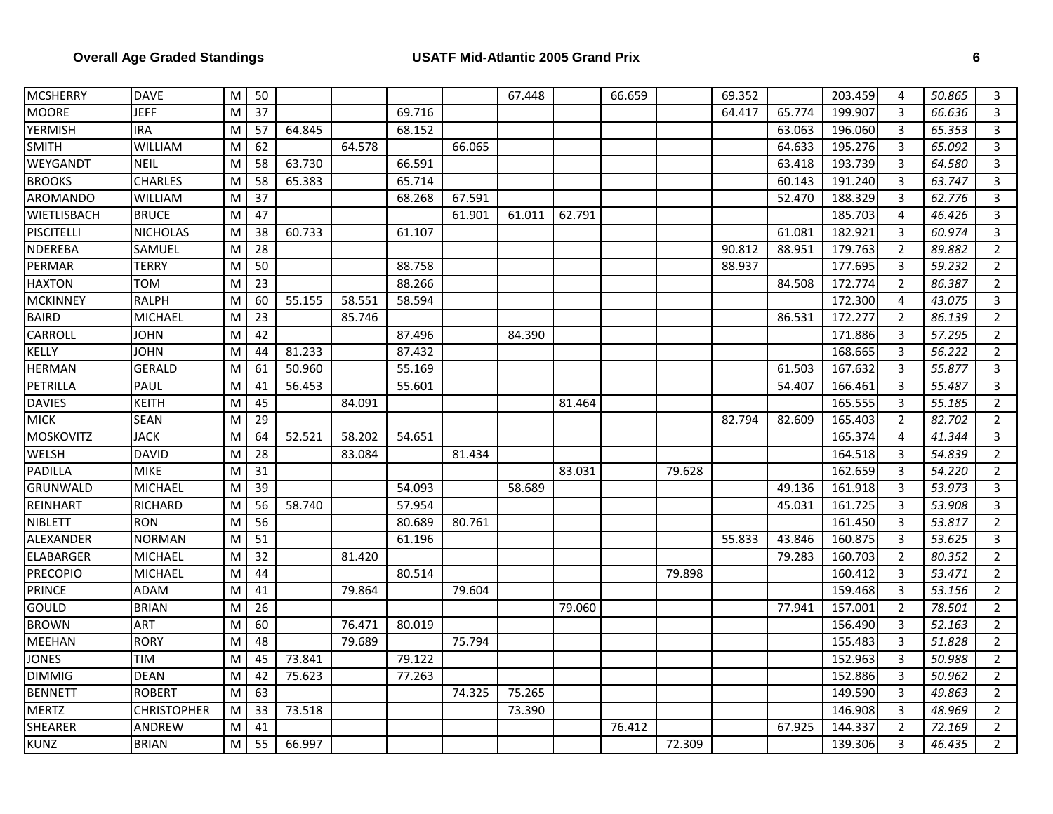| | | | | | | | | | | | | | | | | | |
|---|---|---|---|---|---|---|---|---|---|---|---|---|---|---|---|---|---|
| MCSHERRY | DAVE | M | 50 | | | | | 67.448 | | 66.659 | | 69.352 | | 203.459 | 4 | *50.865* | 3 |
| MOORE | JEFF | M | 37 | | | 69.716 | | | | | | 64.417 | 65.774 | 199.907 | 3 | *66.636* | 3 |
| YERMISH | IRA | M | 57 | 64.845 | | 68.152 | | | | | | | 63.063 | 196.060 | 3 | *65.353* | 3 |
| SMITH | WILLIAM | M | 62 | | 64.578 | | 66.065 | | | | | | 64.633 | 195.276 | 3 | *65.092* | 3 |
| WEYGANDT | NEIL | M | 58 | 63.730 | | 66.591 | | | | | | | 63.418 | 193.739 | 3 | *64.580* | 3 |
| BROOKS | CHARLES | M | 58 | 65.383 | | 65.714 | | | | | | | 60.143 | 191.240 | 3 | *63.747* | 3 |
| AROMANDO | WILLIAM | M | 37 | | | 68.268 | 67.591 | | | | | | 52.470 | 188.329 | 3 | *62.776* | 3 |
| WIETLISBACH | BRUCE | M | 47 | | | | 61.901 | 61.011 | 62.791 | | | | | 185.703 | 4 | *46.426* | 3 |
| PISCITELLI | NICHOLAS | M | 38 | 60.733 | | 61.107 | | | | | | | 61.081 | 182.921 | 3 | *60.974* | 3 |
| NDEREBA | SAMUEL | M | 28 | | | | | | | | | 90.812 | 88.951 | 179.763 | 2 | *89.882* | 2 |
| PERMAR | TERRY | M | 50 | | | 88.758 | | | | | | 88.937 | | 177.695 | 3 | *59.232* | 2 |
| HAXTON | TOM | M | 23 | | | 88.266 | | | | | | | 84.508 | 172.774 | 2 | *86.387* | 2 |
| MCKINNEY | RALPH | M | 60 | 55.155 | 58.551 | 58.594 | | | | | | | | 172.300 | 4 | *43.075* | 3 |
| BAIRD | MICHAEL | M | 23 | | 85.746 | | | | | | | | 86.531 | 172.277 | 2 | *86.139* | 2 |
| CARROLL | JOHN | M | 42 | | | 87.496 | | 84.390 | | | | | | 171.886 | 3 | *57.295* | 2 |
| KELLY | JOHN | M | 44 | 81.233 | | 87.432 | | | | | | | | 168.665 | 3 | *56.222* | 2 |
| HERMAN | GERALD | M | 61 | 50.960 | | 55.169 | | | | | | | 61.503 | 167.632 | 3 | *55.877* | 3 |
| PETRILLA | PAUL | M | 41 | 56.453 | | 55.601 | | | | | | | 54.407 | 166.461 | 3 | *55.487* | 3 |
| DAVIES | KEITH | M | 45 | | 84.091 | | | | 81.464 | | | | | 165.555 | 3 | *55.185* | 2 |
| MICK | SEAN | M | 29 | | | | | | | | | 82.794 | 82.609 | 165.403 | 2 | *82.702* | 2 |
| MOSKOVITZ | JACK | M | 64 | 52.521 | 58.202 | 54.651 | | | | | | | | 165.374 | 4 | *41.344* | 3 |
| WELSH | DAVID | M | 28 | | 83.084 | | 81.434 | | | | | | | 164.518 | 3 | *54.839* | 2 |
| PADILLA | MIKE | M | 31 | | | | | | 83.031 | | 79.628 | | | 162.659 | 3 | *54.220* | 2 |
| GRUNWALD | MICHAEL | M | 39 | | | 54.093 | | 58.689 | | | | | 49.136 | 161.918 | 3 | *53.973* | 3 |
| REINHART | RICHARD | M | 56 | 58.740 | | 57.954 | | | | | | | 45.031 | 161.725 | 3 | *53.908* | 3 |
| NIBLETT | RON | M | 56 | | | 80.689 | 80.761 | | | | | | | 161.450 | 3 | *53.817* | 2 |
| ALEXANDER | NORMAN | M | 51 | | | 61.196 | | | | | | 55.833 | 43.846 | 160.875 | 3 | *53.625* | 3 |
| ELABARGER | MICHAEL | M | 32 | | 81.420 | | | | | | | | 79.283 | 160.703 | 2 | *80.352* | 2 |
| PRECOPIO | MICHAEL | M | 44 | | | 80.514 | | | | | 79.898 | | | 160.412 | 3 | *53.471* | 2 |
| PRINCE | ADAM | M | 41 | | 79.864 | | 79.604 | | | | | | | 159.468 | 3 | *53.156* | 2 |
| GOULD | BRIAN | M | 26 | | | | | | 79.060 | | | | 77.941 | 157.001 | 2 | *78.501* | 2 |
| BROWN | ART | M | 60 | | 76.471 | 80.019 | | | | | | | | 156.490 | 3 | *52.163* | 2 |
| MEEHAN | RORY | M | 48 | | 79.689 | | 75.794 | | | | | | | 155.483 | 3 | *51.828* | 2 |
| JONES | TIM | M | 45 | 73.841 | | 79.122 | | | | | | | | 152.963 | 3 | *50.988* | 2 |
| DIMMIG | DEAN | M | 42 | 75.623 | | 77.263 | | | | | | | | 152.886 | 3 | *50.962* | 2 |
| BENNETT | ROBERT | M | 63 | | | | 74.325 | 75.265 | | | | | | 149.590 | 3 | *49.863* | 2 |
| MERTZ | CHRISTOPHER | M | 33 | 73.518 | | | | 73.390 | | | | | | 146.908 | 3 | *48.969* | 2 |
| SHEARER | ANDREW | M | 41 | | | | | | | 76.412 | | | 67.925 | 144.337 | 2 | *72.169* | 2 |
| KUNZ | BRIAN | M | 55 | 66.997 | | | | | | | 72.309 | | | 139.306 | 3 | *46.435* | 2 |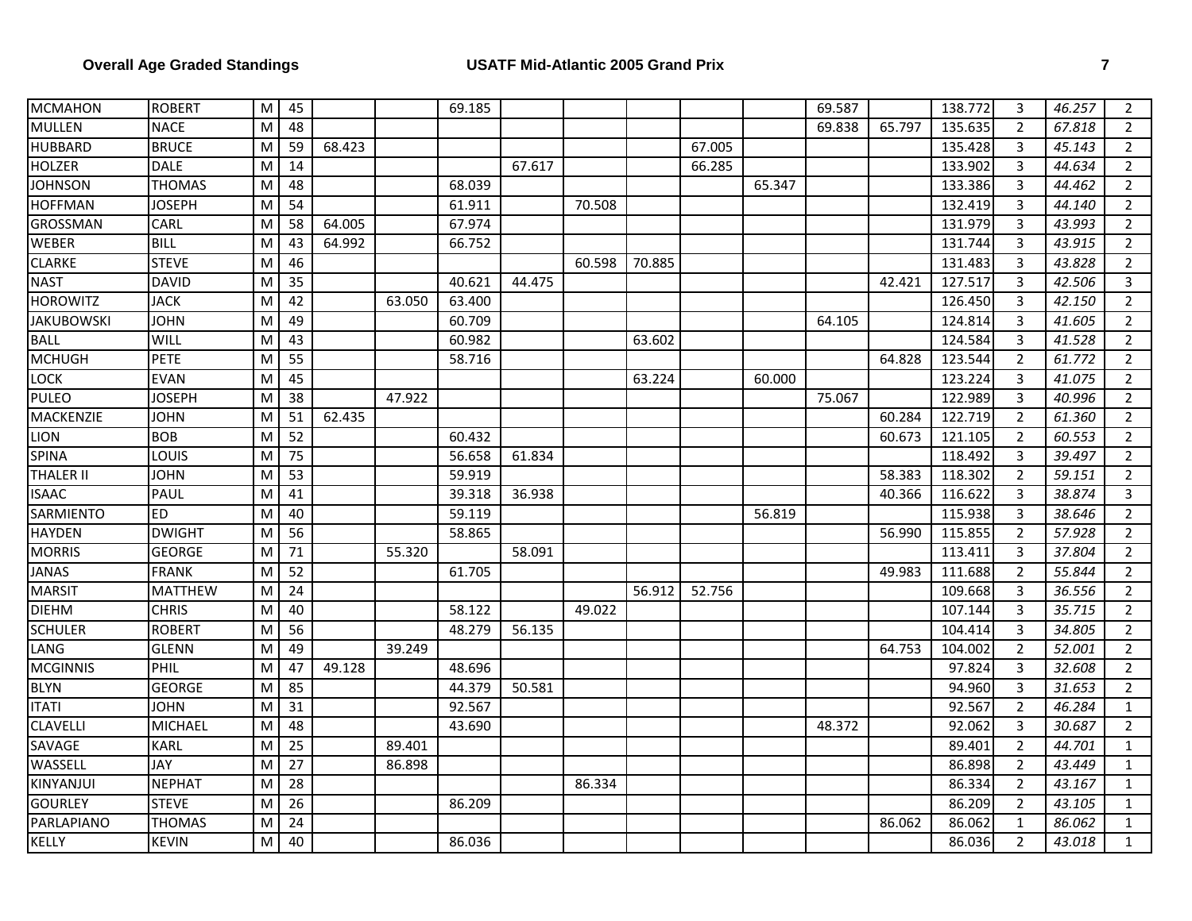| | | | | | | | | | | | | | | | | | |
|---|---|---|---|---|---|---|---|---|---|---|---|---|---|---|---|---|---|
| MCMAHON | ROBERT | M | 45 | | | 69.185 | | | | | | 69.587 | | 138.772 | 3 | *46.257* | 2 |
| MULLEN | NACE | M | 48 | | | | | | | | | 69.838 | 65.797 | 135.635 | 2 | *67.818* | 2 |
| HUBBARD | BRUCE | M | 59 | 68.423 | | | | | | 67.005 | | | | 135.428 | 3 | *45.143* | 2 |
| HOLZER | DALE | M | 14 | | | | 67.617 | | | 66.285 | | | | 133.902 | 3 | *44.634* | 2 |
| JOHNSON | THOMAS | M | 48 | | | 68.039 | | | | | 65.347 | | | 133.386 | 3 | *44.462* | 2 |
| HOFFMAN | JOSEPH | M | 54 | | | 61.911 | | 70.508 | | | | | | 132.419 | 3 | *44.140* | 2 |
| GROSSMAN | CARL | M | 58 | 64.005 | | 67.974 | | | | | | | | 131.979 | 3 | *43.993* | 2 |
| WEBER | BILL | M | 43 | 64.992 | | 66.752 | | | | | | | | 131.744 | 3 | *43.915* | 2 |
| CLARKE | STEVE | M | 46 | | | | | 60.598 | 70.885 | | | | | 131.483 | 3 | *43.828* | 2 |
| NAST | DAVID | M | 35 | | | 40.621 | 44.475 | | | | | | 42.421 | 127.517 | 3 | *42.506* | 3 |
| HOROWITZ | JACK | M | 42 | | 63.050 | 63.400 | | | | | | | | 126.450 | 3 | *42.150* | 2 |
| JAKUBOWSKI | JOHN | M | 49 | | | 60.709 | | | | | | 64.105 | | 124.814 | 3 | *41.605* | 2 |
| BALL | WILL | M | 43 | | | 60.982 | | | 63.602 | | | | | 124.584 | 3 | *41.528* | 2 |
| MCHUGH | PETE | M | 55 | | | 58.716 | | | | | | | 64.828 | 123.544 | 2 | *61.772* | 2 |
| LOCK | EVAN | M | 45 | | | | | | 63.224 | | 60.000 | | | 123.224 | 3 | *41.075* | 2 |
| PULEO | JOSEPH | M | 38 | | 47.922 | | | | | | | 75.067 | | 122.989 | 3 | *40.996* | 2 |
| MACKENZIE | JOHN | M | 51 | 62.435 | | | | | | | | | 60.284 | 122.719 | 2 | *61.360* | 2 |
| LION | BOB | M | 52 | | | 60.432 | | | | | | | 60.673 | 121.105 | 2 | *60.553* | 2 |
| SPINA | LOUIS | M | 75 | | | 56.658 | 61.834 | | | | | | | 118.492 | 3 | *39.497* | 2 |
| THALER II | JOHN | M | 53 | | | 59.919 | | | | | | | 58.383 | 118.302 | 2 | *59.151* | 2 |
| ISAAC | PAUL | M | 41 | | | 39.318 | 36.938 | | | | | | 40.366 | 116.622 | 3 | *38.874* | 3 |
| SARMIENTO | ED | M | 40 | | | 59.119 | | | | | 56.819 | | | 115.938 | 3 | *38.646* | 2 |
| HAYDEN | DWIGHT | M | 56 | | | 58.865 | | | | | | | 56.990 | 115.855 | 2 | *57.928* | 2 |
| MORRIS | GEORGE | M | 71 | | 55.320 | | 58.091 | | | | | | | 113.411 | 3 | *37.804* | 2 |
| JANAS | FRANK | M | 52 | | | 61.705 | | | | | | | 49.983 | 111.688 | 2 | *55.844* | 2 |
| MARSIT | MATTHEW | M | 24 | | | | | | 56.912 | 52.756 | | | | 109.668 | 3 | *36.556* | 2 |
| DIEHM | CHRIS | M | 40 | | | 58.122 | | 49.022 | | | | | | 107.144 | 3 | *35.715* | 2 |
| SCHULER | ROBERT | M | 56 | | | 48.279 | 56.135 | | | | | | | 104.414 | 3 | *34.805* | 2 |
| LANG | GLENN | M | 49 | | 39.249 | | | | | | | | 64.753 | 104.002 | 2 | *52.001* | 2 |
| MCGINNIS | PHIL | M | 47 | 49.128 | | 48.696 | | | | | | | | 97.824 | 3 | *32.608* | 2 |
| BLYN | GEORGE | M | 85 | | | 44.379 | 50.581 | | | | | | | 94.960 | 3 | *31.653* | 2 |
| ITATI | JOHN | M | 31 | | | 92.567 | | | | | | | | 92.567 | 2 | *46.284* | 1 |
| CLAVELLI | MICHAEL | M | 48 | | | 43.690 | | | | | | 48.372 | | 92.062 | 3 | *30.687* | 2 |
| SAVAGE | KARL | M | 25 | | 89.401 | | | | | | | | | 89.401 | 2 | *44.701* | 1 |
| WASSELL | JAY | M | 27 | | 86.898 | | | | | | | | | 86.898 | 2 | *43.449* | 1 |
| KINYANJUI | NEPHAT | M | 28 | | | | | 86.334 | | | | | | 86.334 | 2 | *43.167* | 1 |
| GOURLEY | STEVE | M | 26 | | | 86.209 | | | | | | | | 86.209 | 2 | *43.105* | 1 |
| PARLAPIANO | THOMAS | M | 24 | | | | | | | | | | 86.062 | 86.062 | 1 | *86.062* | 1 |
| KELLY | KEVIN | M | 40 | | | 86.036 | | | | | | | | 86.036 | 2 | *43.018* | 1 |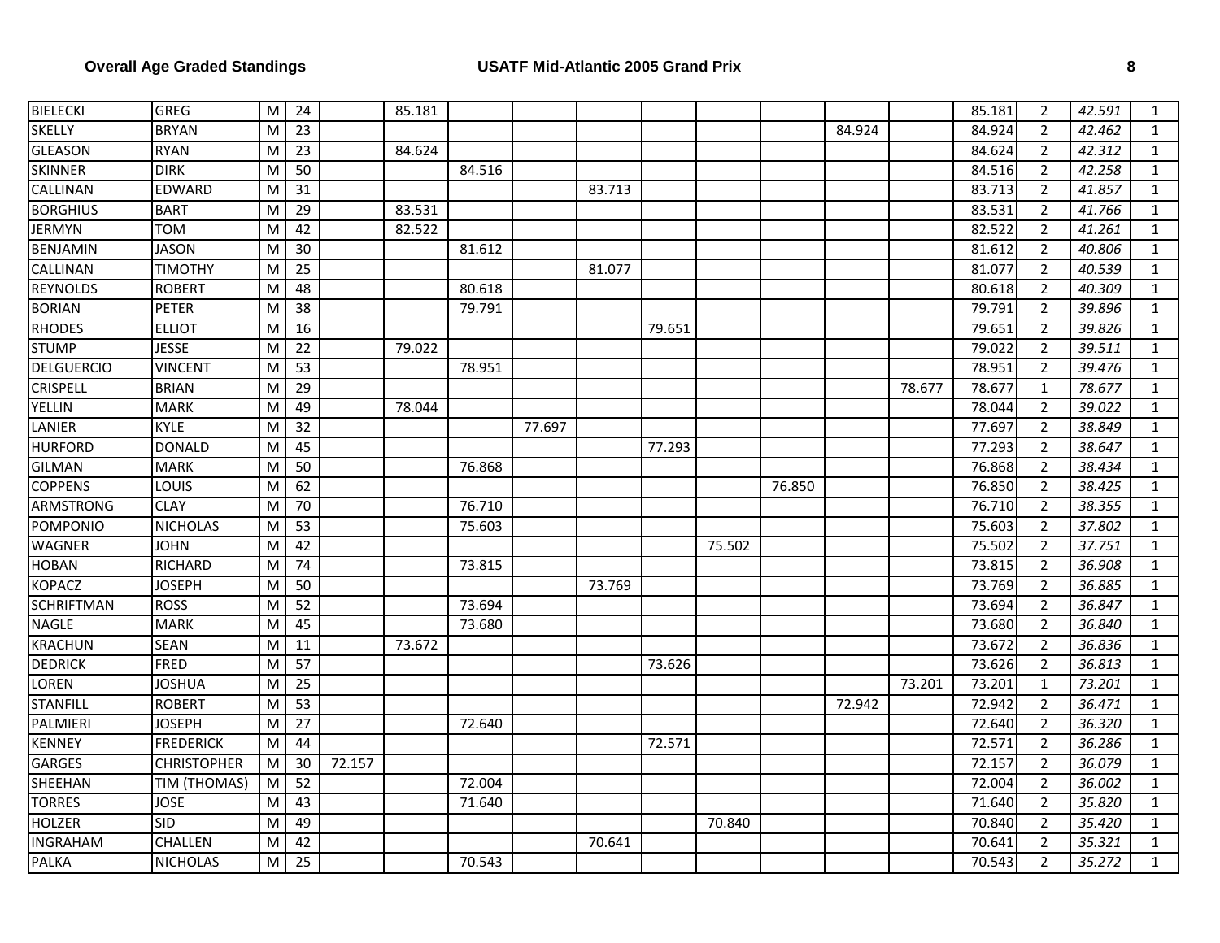| | | | | | | | | | | | | | | | | | |
|---|---|---|---|---|---|---|---|---|---|---|---|---|---|---|---|---|---|
| BIELECKI | GREG | M | 24 | | 85.181 | | | | | | | | | 85.181 | 2 | *42.591* | 1 |
| SKELLY | BRYAN | M | 23 | | | | | | | | | 84.924 | | 84.924 | 2 | *42.462* | 1 |
| GLEASON | RYAN | M | 23 | | 84.624 | | | | | | | | | 84.624 | 2 | *42.312* | 1 |
| SKINNER | DIRK | M | 50 | | | 84.516 | | | | | | | | 84.516 | 2 | *42.258* | 1 |
| CALLINAN | EDWARD | M | 31 | | | | | 83.713 | | | | | | 83.713 | 2 | *41.857* | 1 |
| BORGHIUS | BART | M | 29 | | 83.531 | | | | | | | | | 83.531 | 2 | *41.766* | 1 |
| JERMYN | TOM | M | 42 | | 82.522 | | | | | | | | | 82.522 | 2 | *41.261* | 1 |
| BENJAMIN | JASON | M | 30 | | | 81.612 | | | | | | | | 81.612 | 2 | *40.806* | 1 |
| CALLINAN | TIMOTHY | M | 25 | | | | | 81.077 | | | | | | 81.077 | 2 | *40.539* | 1 |
| REYNOLDS | ROBERT | M | 48 | | | 80.618 | | | | | | | | 80.618 | 2 | *40.309* | 1 |
| BORIAN | PETER | M | 38 | | | 79.791 | | | | | | | | 79.791 | 2 | *39.896* | 1 |
| RHODES | ELLIOT | M | 16 | | | | | | 79.651 | | | | | 79.651 | 2 | *39.826* | 1 |
| STUMP | JESSE | M | 22 | | 79.022 | | | | | | | | | 79.022 | 2 | *39.511* | 1 |
| DELGUERCIO | VINCENT | M | 53 | | | 78.951 | | | | | | | | 78.951 | 2 | *39.476* | 1 |
| CRISPELL | BRIAN | M | 29 | | | | | | | | | | 78.677 | 78.677 | 1 | *78.677* | 1 |
| YELLIN | MARK | M | 49 | | 78.044 | | | | | | | | | 78.044 | 2 | *39.022* | 1 |
| LANIER | KYLE | M | 32 | | | | 77.697 | | | | | | | 77.697 | 2 | *38.849* | 1 |
| HURFORD | DONALD | M | 45 | | | | | | 77.293 | | | | | 77.293 | 2 | *38.647* | 1 |
| GILMAN | MARK | M | 50 | | | 76.868 | | | | | | | | 76.868 | 2 | *38.434* | 1 |
| COPPENS | LOUIS | M | 62 | | | | | | | | 76.850 | | | 76.850 | 2 | *38.425* | 1 |
| ARMSTRONG | CLAY | M | 70 | | | 76.710 | | | | | | | | 76.710 | 2 | *38.355* | 1 |
| POMPONIO | NICHOLAS | M | 53 | | | 75.603 | | | | | | | | 75.603 | 2 | *37.802* | 1 |
| WAGNER | JOHN | M | 42 | | | | | | | 75.502 | | | | 75.502 | 2 | *37.751* | 1 |
| HOBAN | RICHARD | M | 74 | | | 73.815 | | | | | | | | 73.815 | 2 | *36.908* | 1 |
| KOPACZ | JOSEPH | M | 50 | | | | | 73.769 | | | | | | 73.769 | 2 | *36.885* | 1 |
| SCHRIFTMAN | ROSS | M | 52 | | | 73.694 | | | | | | | | 73.694 | 2 | *36.847* | 1 |
| NAGLE | MARK | M | 45 | | | 73.680 | | | | | | | | 73.680 | 2 | *36.840* | 1 |
| KRACHUN | SEAN | M | 11 | | 73.672 | | | | | | | | | 73.672 | 2 | *36.836* | 1 |
| DEDRICK | FRED | M | 57 | | | | | | 73.626 | | | | | 73.626 | 2 | *36.813* | 1 |
| LOREN | JOSHUA | M | 25 | | | | | | | | | | 73.201 | 73.201 | 1 | *73.201* | 1 |
| STANFILL | ROBERT | M | 53 | | | | | | | | | 72.942 | | 72.942 | 2 | *36.471* | 1 |
| PALMIERI | JOSEPH | M | 27 | | | 72.640 | | | | | | | | 72.640 | 2 | *36.320* | 1 |
| KENNEY | FREDERICK | M | 44 | | | | | | 72.571 | | | | | 72.571 | 2 | *36.286* | 1 |
| GARGES | CHRISTOPHER | M | 30 | 72.157 | | | | | | | | | | 72.157 | 2 | *36.079* | 1 |
| SHEEHAN | TIM (THOMAS) | M | 52 | | | 72.004 | | | | | | | | 72.004 | 2 | *36.002* | 1 |
| TORRES | JOSE | M | 43 | | | 71.640 | | | | | | | | 71.640 | 2 | *35.820* | 1 |
| HOLZER | SID | M | 49 | | | | | | | 70.840 | | | | 70.840 | 2 | *35.420* | 1 |
| INGRAHAM | CHALLEN | M | 42 | | | | | 70.641 | | | | | | 70.641 | 2 | *35.321* | 1 |
| PALKA | NICHOLAS | M | 25 | | | 70.543 | | | | | | | | 70.543 | 2 | *35.272* | 1 |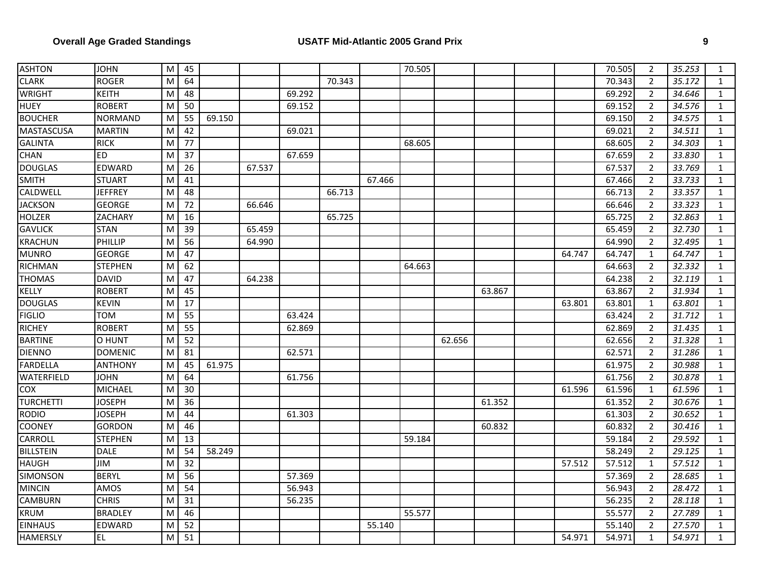|  |  |  |  |  |  |  |  |  |  |  |  |  |  |  |  |  |  |
|---|---|---|---|---|---|---|---|---|---|---|---|---|---|---|---|---|---|
| ASHTON | JOHN | M | 45 |  |  |  |  |  | 70.505 |  |  |  |  | 70.505 | 2 | *35.253* | 1 |
| CLARK | ROGER | M | 64 |  |  |  | 70.343 |  |  |  |  |  |  | 70.343 | 2 | *35.172* | 1 |
| WRIGHT | KEITH | M | 48 |  |  | 69.292 |  |  |  |  |  |  |  | 69.292 | 2 | *34.646* | 1 |
| HUEY | ROBERT | M | 50 |  |  | 69.152 |  |  |  |  |  |  |  | 69.152 | 2 | *34.576* | 1 |
| BOUCHER | NORMAND | M | 55 | 69.150 |  |  |  |  |  |  |  |  |  | 69.150 | 2 | *34.575* | 1 |
| MASTASCUSA | MARTIN | M | 42 |  |  | 69.021 |  |  |  |  |  |  |  | 69.021 | 2 | *34.511* | 1 |
| GALINTA | RICK | M | 77 |  |  |  |  |  | 68.605 |  |  |  |  | 68.605 | 2 | *34.303* | 1 |
| CHAN | ED | M | 37 |  |  | 67.659 |  |  |  |  |  |  |  | 67.659 | 2 | *33.830* | 1 |
| DOUGLAS | EDWARD | M | 26 |  | 67.537 |  |  |  |  |  |  |  |  | 67.537 | 2 | *33.769* | 1 |
| SMITH | STUART | M | 41 |  |  |  |  | 67.466 |  |  |  |  |  | 67.466 | 2 | *33.733* | 1 |
| CALDWELL | JEFFREY | M | 48 |  |  |  | 66.713 |  |  |  |  |  |  | 66.713 | 2 | *33.357* | 1 |
| JACKSON | GEORGE | M | 72 |  | 66.646 |  |  |  |  |  |  |  |  | 66.646 | 2 | *33.323* | 1 |
| HOLZER | ZACHARY | M | 16 |  |  |  | 65.725 |  |  |  |  |  |  | 65.725 | 2 | *32.863* | 1 |
| GAVLICK | STAN | M | 39 |  | 65.459 |  |  |  |  |  |  |  |  | 65.459 | 2 | *32.730* | 1 |
| KRACHUN | PHILLIP | M | 56 |  | 64.990 |  |  |  |  |  |  |  |  | 64.990 | 2 | *32.495* | 1 |
| MUNRO | GEORGE | M | 47 |  |  |  |  |  |  |  |  |  | 64.747 | 64.747 | 1 | *64.747* | 1 |
| RICHMAN | STEPHEN | M | 62 |  |  |  |  |  | 64.663 |  |  |  |  | 64.663 | 2 | *32.332* | 1 |
| THOMAS | DAVID | M | 47 |  | 64.238 |  |  |  |  |  |  |  |  | 64.238 | 2 | *32.119* | 1 |
| KELLY | ROBERT | M | 45 |  |  |  |  |  |  |  | 63.867 |  |  | 63.867 | 2 | *31.934* | 1 |
| DOUGLAS | KEVIN | M | 17 |  |  |  |  |  |  |  |  |  | 63.801 | 63.801 | 1 | *63.801* | 1 |
| FIGLIO | TOM | M | 55 |  |  | 63.424 |  |  |  |  |  |  |  | 63.424 | 2 | *31.712* | 1 |
| RICHEY | ROBERT | M | 55 |  |  | 62.869 |  |  |  |  |  |  |  | 62.869 | 2 | *31.435* | 1 |
| BARTINE | O HUNT | M | 52 |  |  |  |  |  |  | 62.656 |  |  |  | 62.656 | 2 | *31.328* | 1 |
| DIENNO | DOMENIC | M | 81 |  |  | 62.571 |  |  |  |  |  |  |  | 62.571 | 2 | *31.286* | 1 |
| FARDELLA | ANTHONY | M | 45 | 61.975 |  |  |  |  |  |  |  |  |  | 61.975 | 2 | *30.988* | 1 |
| WATERFIELD | JOHN | M | 64 |  |  | 61.756 |  |  |  |  |  |  |  | 61.756 | 2 | *30.878* | 1 |
| COX | MICHAEL | M | 30 |  |  |  |  |  |  |  |  |  | 61.596 | 61.596 | 1 | *61.596* | 1 |
| TURCHETTI | JOSEPH | M | 36 |  |  |  |  |  |  |  | 61.352 |  |  | 61.352 | 2 | *30.676* | 1 |
| RODIO | JOSEPH | M | 44 |  |  | 61.303 |  |  |  |  |  |  |  | 61.303 | 2 | *30.652* | 1 |
| COONEY | GORDON | M | 46 |  |  |  |  |  |  |  | 60.832 |  |  | 60.832 | 2 | *30.416* | 1 |
| CARROLL | STEPHEN | M | 13 |  |  |  |  |  | 59.184 |  |  |  |  | 59.184 | 2 | *29.592* | 1 |
| BILLSTEIN | DALE | M | 54 | 58.249 |  |  |  |  |  |  |  |  |  | 58.249 | 2 | *29.125* | 1 |
| HAUGH | JIM | M | 32 |  |  |  |  |  |  |  |  |  | 57.512 | 57.512 | 1 | *57.512* | 1 |
| SIMONSON | BERYL | M | 56 |  |  | 57.369 |  |  |  |  |  |  |  | 57.369 | 2 | *28.685* | 1 |
| MINCIN | AMOS | M | 54 |  |  | 56.943 |  |  |  |  |  |  |  | 56.943 | 2 | *28.472* | 1 |
| CAMBURN | CHRIS | M | 31 |  |  | 56.235 |  |  |  |  |  |  |  | 56.235 | 2 | *28.118* | 1 |
| KRUM | BRADLEY | M | 46 |  |  |  |  |  | 55.577 |  |  |  |  | 55.577 | 2 | *27.789* | 1 |
| EINHAUS | EDWARD | M | 52 |  |  |  |  | 55.140 |  |  |  |  |  | 55.140 | 2 | *27.570* | 1 |
| HAMERSLY | EL | M | 51 |  |  |  |  |  |  |  |  |  | 54.971 | 54.971 | 1 | *54.971* | 1 |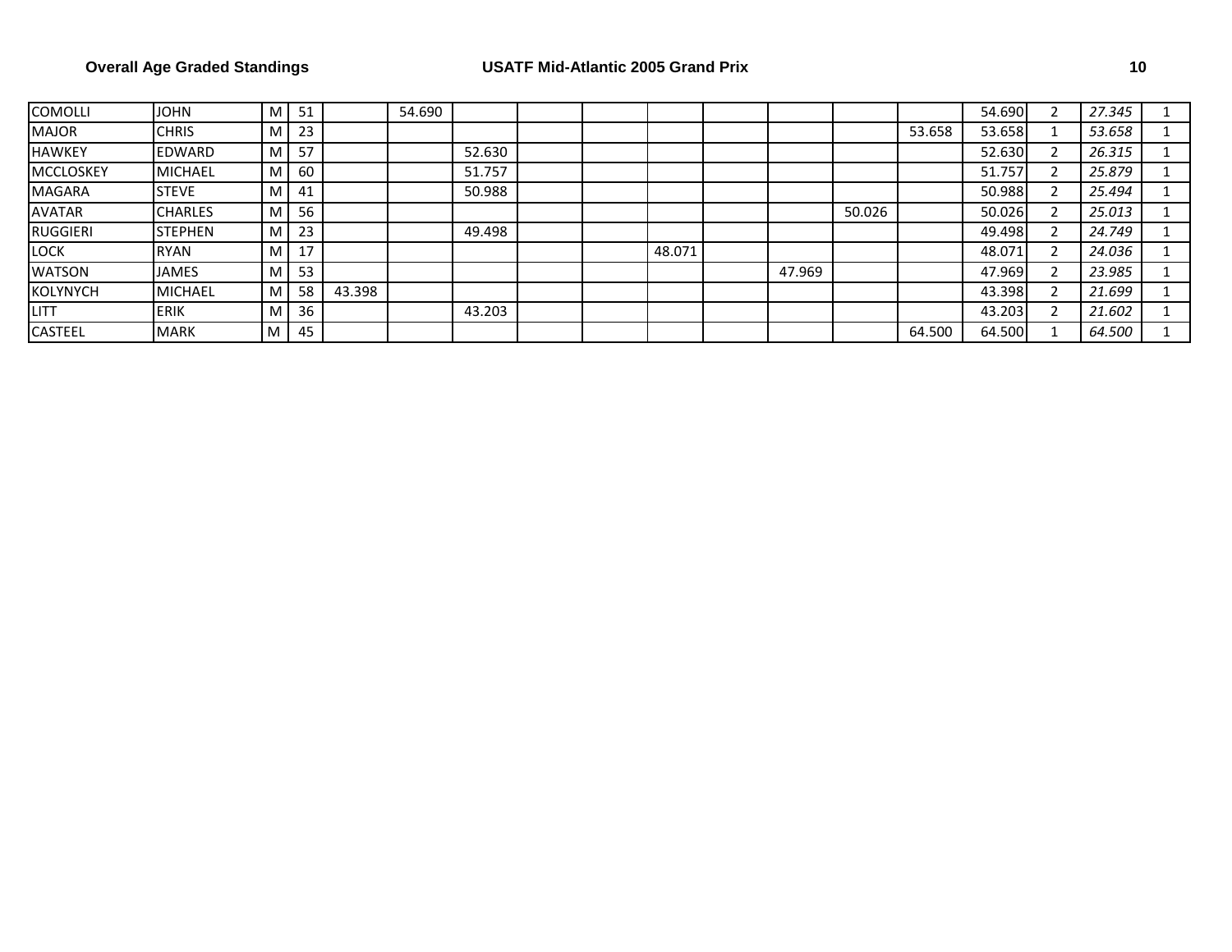| | | | | | | | | | | | | | | | | | |
|---|---|---|---|---|---|---|---|---|---|---|---|---|---|---|---|---|---|
| COMOLLI | JOHN | M | 51 | | 54.690 | | | | | | | | | 54.690 | 2 | *27.345* | 1 |
| MAJOR | CHRIS | M | 23 | | | | | | | | | | 53.658 | 53.658 | 1 | *53.658* | 1 |
| HAWKEY | EDWARD | M | 57 | | | 52.630 | | | | | | | | 52.630 | 2 | *26.315* | 1 |
| MCCLOSKEY | MICHAEL | M | 60 | | | 51.757 | | | | | | | | 51.757 | 2 | *25.879* | 1 |
| MAGARA | STEVE | M | 41 | | | 50.988 | | | | | | | | 50.988 | 2 | *25.494* | 1 |
| AVATAR | CHARLES | M | 56 | | | | | | | | | 50.026 | | 50.026 | 2 | *25.013* | 1 |
| RUGGIERI | STEPHEN | M | 23 | | | 49.498 | | | | | | | | 49.498 | 2 | *24.749* | 1 |
| LOCK | RYAN | M | 17 | | | | | | 48.071 | | | | | 48.071 | 2 | *24.036* | 1 |
| WATSON | JAMES | M | 53 | | | | | | | | 47.969 | | | 47.969 | 2 | *23.985* | 1 |
| KOLYNYCH | MICHAEL | M | 58 | 43.398 | | | | | | | | | | 43.398 | 2 | *21.699* | 1 |
| LITT | ERIK | M | 36 | | | 43.203 | | | | | | | | 43.203 | 2 | *21.602* | 1 |
| CASTEEL | MARK | M | 45 | | | | | | | | | | 64.500 | 64.500 | 1 | *64.500* | 1 |